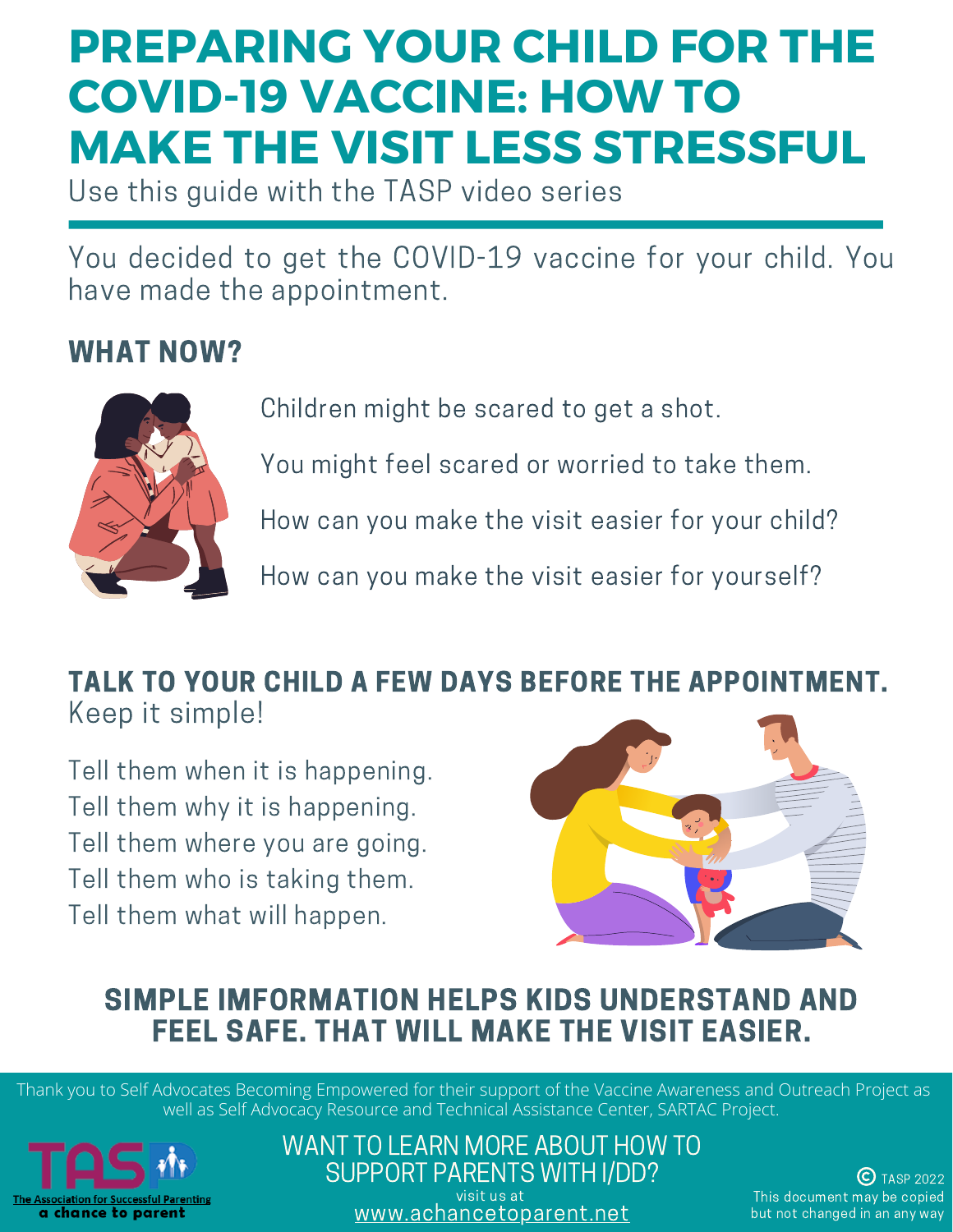# PREPARING YOUR CHILD FOR THE COVID-19 VACCINE: HOW TO MAKE THE VISIT LESS STRESSFUL

Use this guide with the TASP video series

You decided to get the COVID-19 vaccine for your child. You have made the appointment.

## WHAT NOW?

Children might be scared to get a shot.

You might feel scared or worried to take them.

How can you make the visit easier for your child?

How can you make the visit easier for yourself?

## TALK TO YOUR CHILD A FEW DAYS BEFORE THE APPOINTMENT.

Keep it simple!

Tell them when it is happening.
Tell them why it is happening.
Tell them where you are going.
Tell them who is taking them.
Tell them what will happen.

## SIMPLE INFORMATION HELPS KIDS UNDERSTAND AND FEEL SAFE. THAT WILL MAKE THE VISIT EASIER.

Thank you to Self Advocates Becoming Empowered for their support of the Vaccine Awareness and Outreach Project as well as Self Advocacy Resource and Technical Assistance Center, SARTAC Project.

TASP
The Association for Successful Parenting
a chance to parent

WANT TO LEARN MORE ABOUT HOW TO SUPPORT PARENTS WITH I/DD?
visit us at
www.achancetoparent.net

© TASP 2022
This document may be copied but not changed in an any way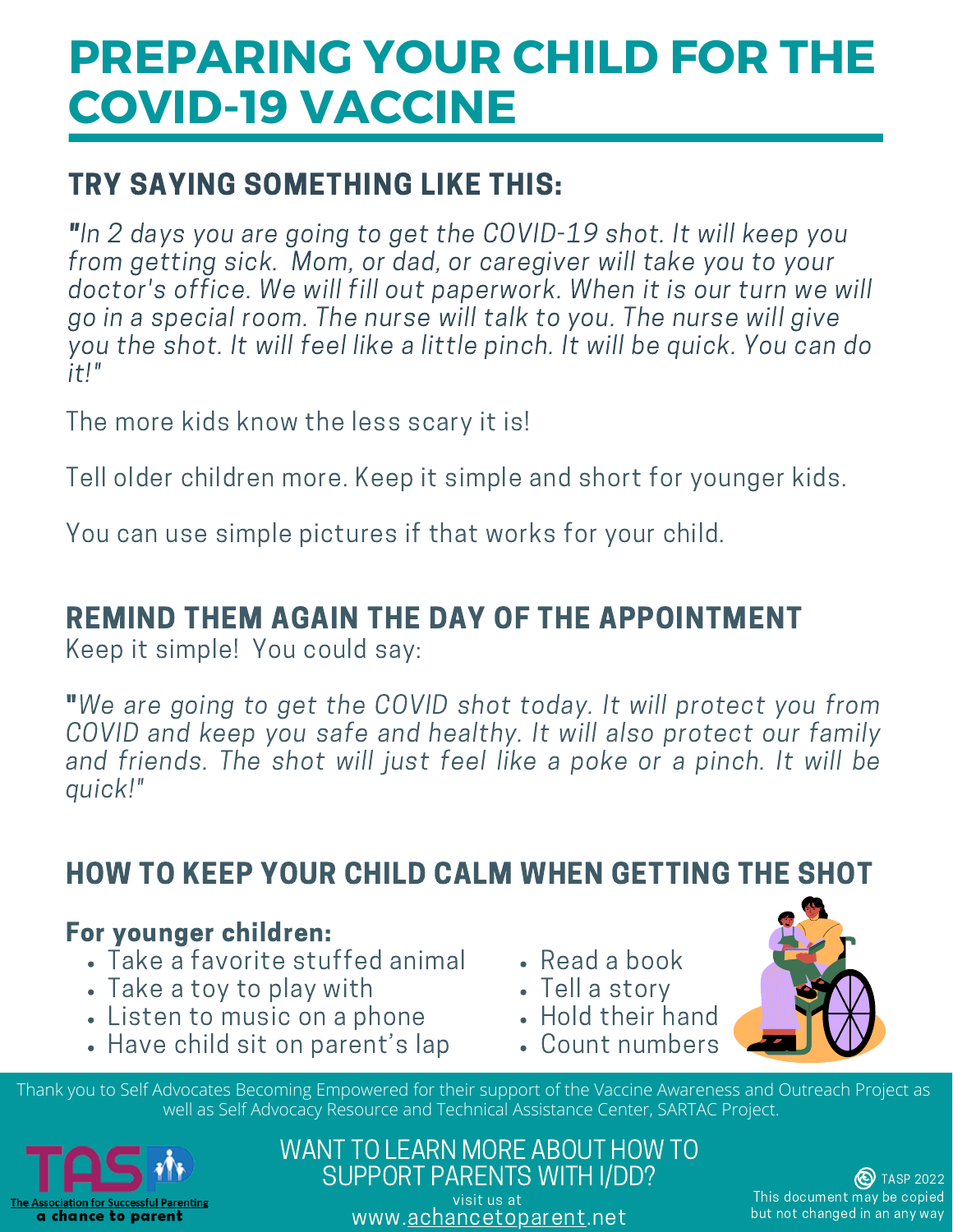# PREPARING YOUR CHILD FOR THE COVID-19 VACCINE

## TRY SAYING SOMETHING LIKE THIS:

*"In 2 days you are going to get the COVID-19 shot. It will keep you from getting sick. Mom, or dad, or caregiver will take you to your doctor's office. We will fill out paperwork. When it is our turn we will go in a special room. The nurse will talk to you. The nurse will give you the shot. It will feel like a little pinch. It will be quick. You can do it!"*

The more kids know the less scary it is!

Tell older children more. Keep it simple and short for younger kids.

You can use simple pictures if that works for your child.

## REMIND THEM AGAIN THE DAY OF THE APPOINTMENT

Keep it simple! You could say:

*"We are going to get the COVID shot today. It will protect you from COVID and keep you safe and healthy. It will also protect our family and friends. The shot will just feel like a poke or a pinch. It will be quick!"*

## HOW TO KEEP YOUR CHILD CALM WHEN GETTING THE SHOT

### For younger children:

- Take a favorite stuffed animal
- Take a toy to play with
- Listen to music on a phone
- Have child sit on parent's lap
- Read a book
- Tell a story
- Hold their hand
- Count numbers

Thank you to Self Advocates Becoming Empowered for their support of the Vaccine Awareness and Outreach Project as well as Self Advocacy Resource and Technical Assistance Center, SARTAC Project.

TASP
The Association for Successful Parenting
a chance to parent

WANT TO LEARN MORE ABOUT HOW TO SUPPORT PARENTS WITH I/DD?

visit us at
www.achancetoparent.net

© TASP 2022
This document may be copied but not changed in an any way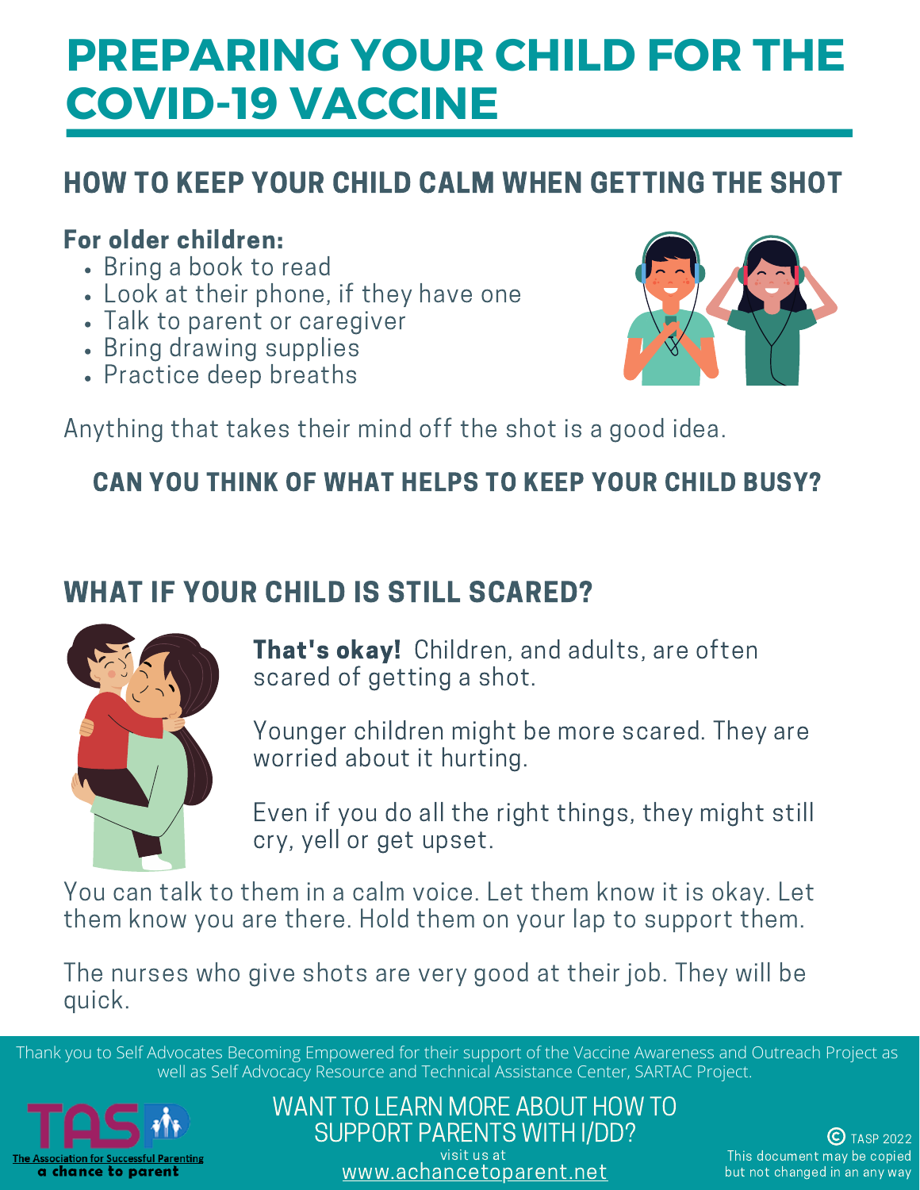# PREPARING YOUR CHILD FOR THE COVID-19 VACCINE

## HOW TO KEEP YOUR CHILD CALM WHEN GETTING THE SHOT

**For older children:**

- Bring a book to read
- Look at their phone, if they have one
- Talk to parent or caregiver
- Bring drawing supplies
- Practice deep breaths

Anything that takes their mind off the shot is a good idea.

### CAN YOU THINK OF WHAT HELPS TO KEEP YOUR CHILD BUSY?

## WHAT IF YOUR CHILD IS STILL SCARED?

**That's okay!** Children, and adults, are often scared of getting a shot.

Younger children might be more scared. They are worried about it hurting.

Even if you do all the right things, they might still cry, yell or get upset.

You can talk to them in a calm voice. Let them know it is okay. Let them know you are there. Hold them on your lap to support them.

The nurses who give shots are very good at their job. They will be quick.

Thank you to Self Advocates Becoming Empowered for their support of the Vaccine Awareness and Outreach Project as well as Self Advocacy Resource and Technical Assistance Center, SARTAC Project.

TASP
The Association for Successful Parenting
a chance to parent

WANT TO LEARN MORE ABOUT HOW TO SUPPORT PARENTS WITH I/DD?
visit us at
www.achancetoparent.net

© TASP 2022
This document may be copied but not changed in an any way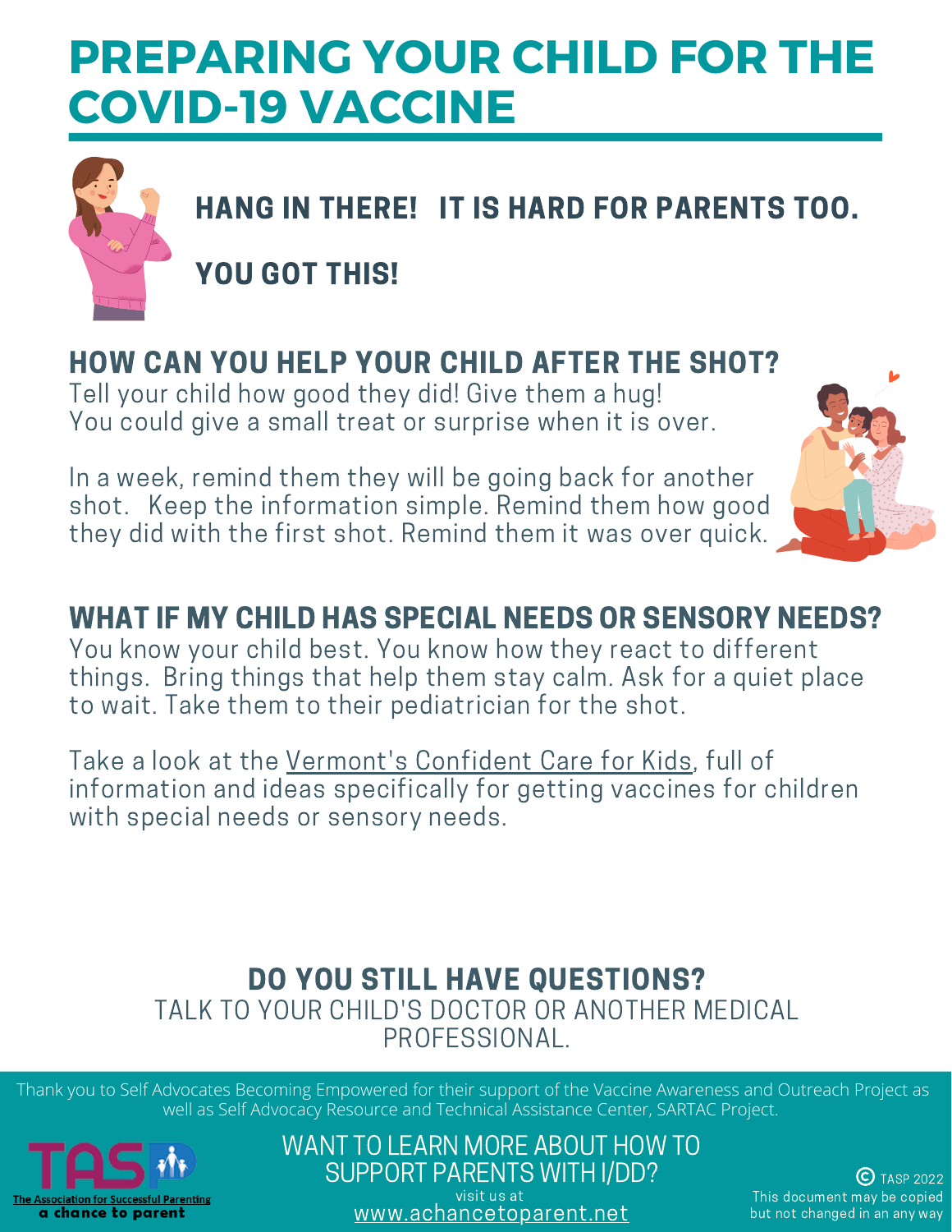# PREPARING YOUR CHILD FOR THE COVID-19 VACCINE

## HANG IN THERE! IT IS HARD FOR PARENTS TOO.

## YOU GOT THIS!

## HOW CAN YOU HELP YOUR CHILD AFTER THE SHOT?

Tell your child how good they did! Give them a hug!
You could give a small treat or surprise when it is over.

In a week, remind them they will be going back for another shot. Keep the information simple. Remind them how good they did with the first shot. Remind them it was over quick.

## WHAT IF MY CHILD HAS SPECIAL NEEDS OR SENSORY NEEDS?

You know your child best. You know how they react to different things. Bring things that help them stay calm. Ask for a quiet place to wait. Take them to their pediatrician for the shot.

Take a look at the Vermont's Confident Care for Kids, full of information and ideas specifically for getting vaccines for children with special needs or sensory needs.

## DO YOU STILL HAVE QUESTIONS?

TALK TO YOUR CHILD'S DOCTOR OR ANOTHER MEDICAL PROFESSIONAL.

Thank you to Self Advocates Becoming Empowered for their support of the Vaccine Awareness and Outreach Project as well as Self Advocacy Resource and Technical Assistance Center, SARTAC Project.

TASP
The Association for Successful Parenting
a chance to parent

WANT TO LEARN MORE ABOUT HOW TO SUPPORT PARENTS WITH I/DD?
visit us at
www.achancetoparent.net

© TASP 2022
This document may be copied but not changed in an any way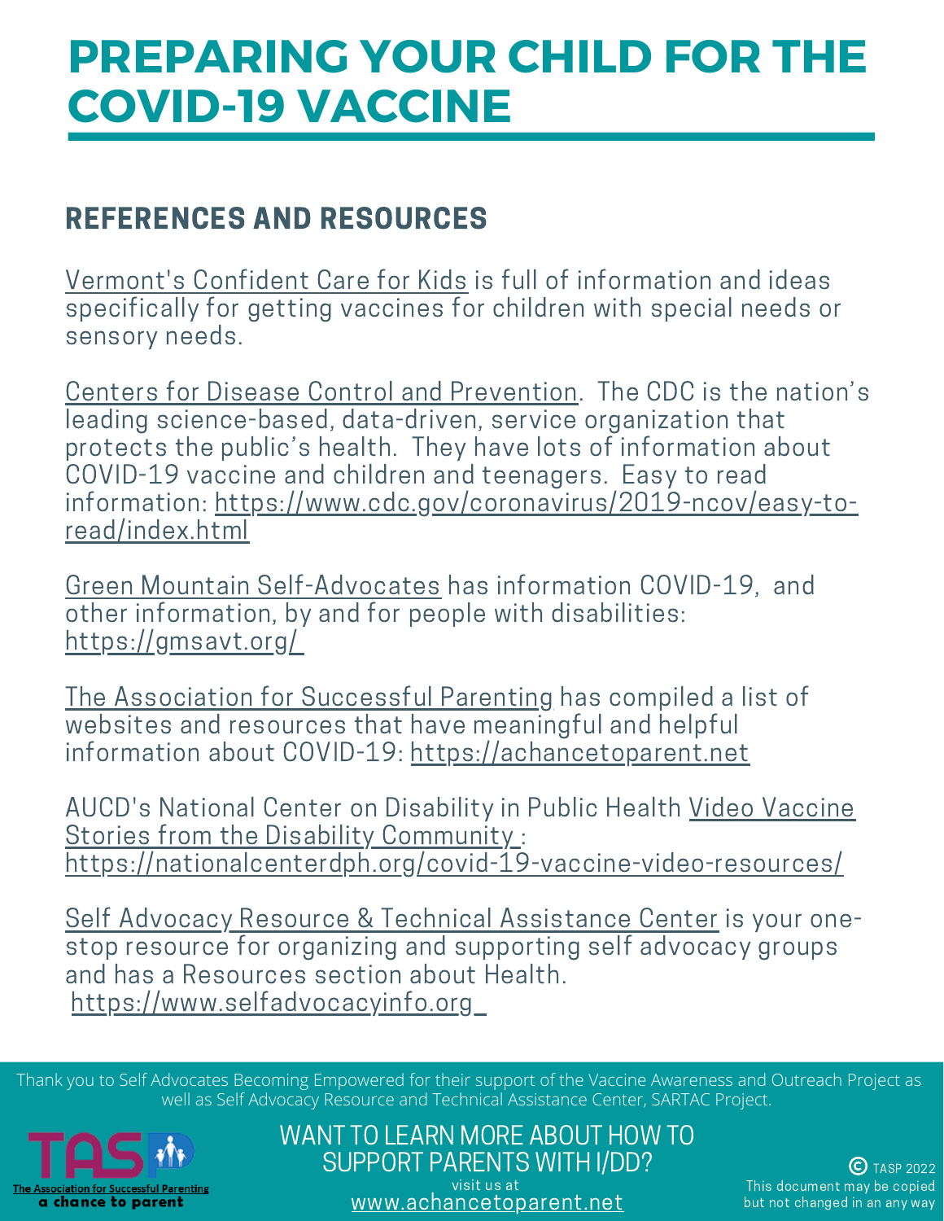# PREPARING YOUR CHILD FOR THE COVID-19 VACCINE

## REFERENCES AND RESOURCES

Vermont's Confident Care for Kids is full of information and ideas specifically for getting vaccines for children with special needs or sensory needs.

Centers for Disease Control and Prevention. The CDC is the nation's leading science-based, data-driven, service organization that protects the public's health. They have lots of information about COVID-19 vaccine and children and teenagers. Easy to read information: https://www.cdc.gov/coronavirus/2019-ncov/easy-to-read/index.html

Green Mountain Self-Advocates has information COVID-19, and other information, by and for people with disabilities: https://gmsavt.org/

The Association for Successful Parenting has compiled a list of websites and resources that have meaningful and helpful information about COVID-19: https://achancetoparent.net

AUCD's National Center on Disability in Public Health Video Vaccine Stories from the Disability Community : https://nationalcenterdph.org/covid-19-vaccine-video-resources/

Self Advocacy Resource & Technical Assistance Center is your one-stop resource for organizing and supporting self advocacy groups and has a Resources section about Health. https://www.selfadvocacyinfo.org

Thank you to Self Advocates Becoming Empowered for their support of the Vaccine Awareness and Outreach Project as well as Self Advocacy Resource and Technical Assistance Center, SARTAC Project.

TASP
The Association for Successful Parenting
a chance to parent

WANT TO LEARN MORE ABOUT HOW TO SUPPORT PARENTS WITH I/DD?
visit us at
www.achancetoparent.net

© TASP 2022
This document may be copied but not changed in an any way